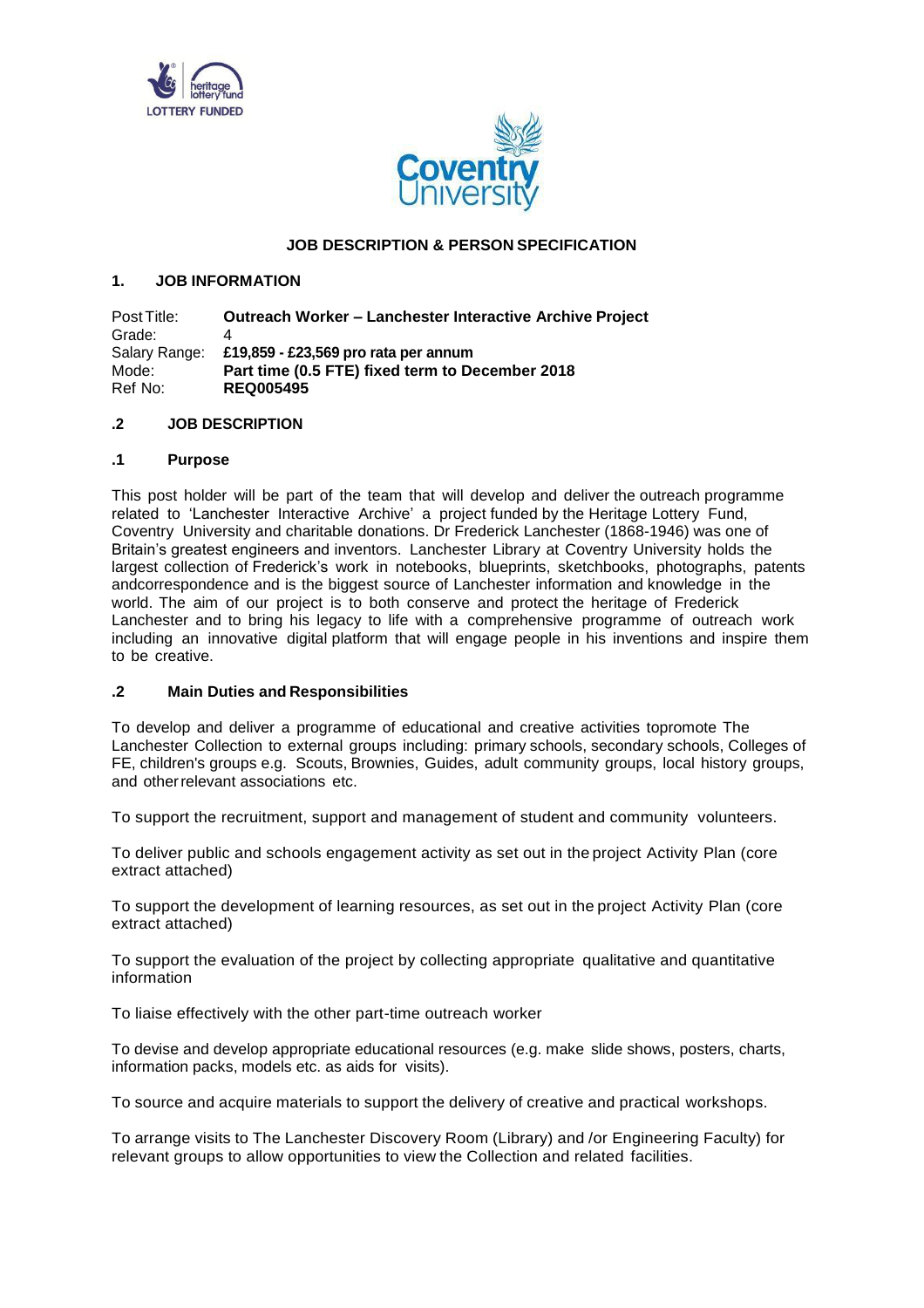**JOB DESCRIPTION & PERSON SPECIFICATION**

## 1. JOB INFORMATION

Post Title: **Outreach Worker – Lanchester Interactive Archive Project**
Grade: 4
Salary Range: **£19,859 - £23,569 pro rata per annum**
Mode: **Part time (0.5 FTE) fixed term to December 2018**
Ref No: **REQ005495**

## .2 JOB DESCRIPTION

### .1 Purpose

This post holder will be part of the team that will develop and deliver the outreach programme related to 'Lanchester Interactive Archive' a project funded by the Heritage Lottery Fund, Coventry University and charitable donations. Dr Frederick Lanchester (1868-1946) was one of Britain's greatest engineers and inventors. Lanchester Library at Coventry University holds the largest collection of Frederick's work in notebooks, blueprints, sketchbooks, photographs, patents andcorrespondence and is the biggest source of Lanchester information and knowledge in the world. The aim of our project is to both conserve and protect the heritage of Frederick Lanchester and to bring his legacy to life with a comprehensive programme of outreach work including an innovative digital platform that will engage people in his inventions and inspire them to be creative.

### .2 Main Duties and Responsibilities

To develop and deliver a programme of educational and creative activities topromote The Lanchester Collection to external groups including: primary schools, secondary schools, Colleges of FE, children's groups e.g. Scouts, Brownies, Guides, adult community groups, local history groups, and otherrelevant associations etc.

To support the recruitment, support and management of student and community volunteers.

To deliver public and schools engagement activity as set out in the project Activity Plan (core extract attached)

To support the development of learning resources, as set out in the project Activity Plan (core extract attached)

To support the evaluation of the project by collecting appropriate qualitative and quantitative information

To liaise effectively with the other part-time outreach worker

To devise and develop appropriate educational resources (e.g. make slide shows, posters, charts, information packs, models etc. as aids for visits).

To source and acquire materials to support the delivery of creative and practical workshops.

To arrange visits to The Lanchester Discovery Room (Library) and /or Engineering Faculty) for relevant groups to allow opportunities to view the Collection and related facilities.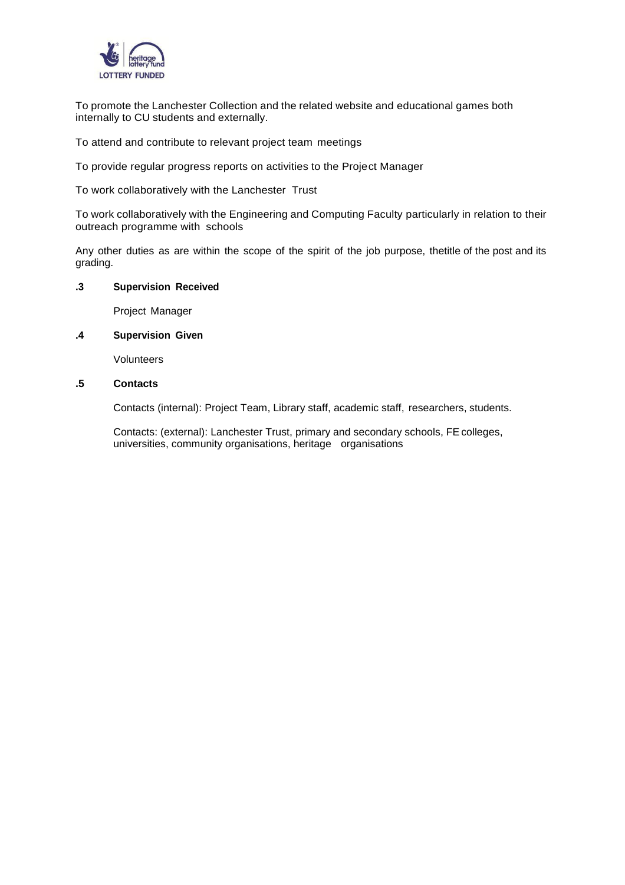To promote the Lanchester Collection and the related website and educational games both internally to CU students and externally.

To attend and contribute to relevant project team meetings

To provide regular progress reports on activities to the Project Manager

To work collaboratively with the Lanchester Trust

To work collaboratively with the Engineering and Computing Faculty particularly in relation to their outreach programme with schools

Any other duties as are within the scope of the spirit of the job purpose, thetitle of the post and its grading.

**.3 Supervision Received**

Project Manager

**.4 Supervision Given**

Volunteers

**.5 Contacts**

Contacts (internal): Project Team, Library staff, academic staff, researchers, students.

Contacts: (external): Lanchester Trust, primary and secondary schools, FE colleges, universities, community organisations, heritage organisations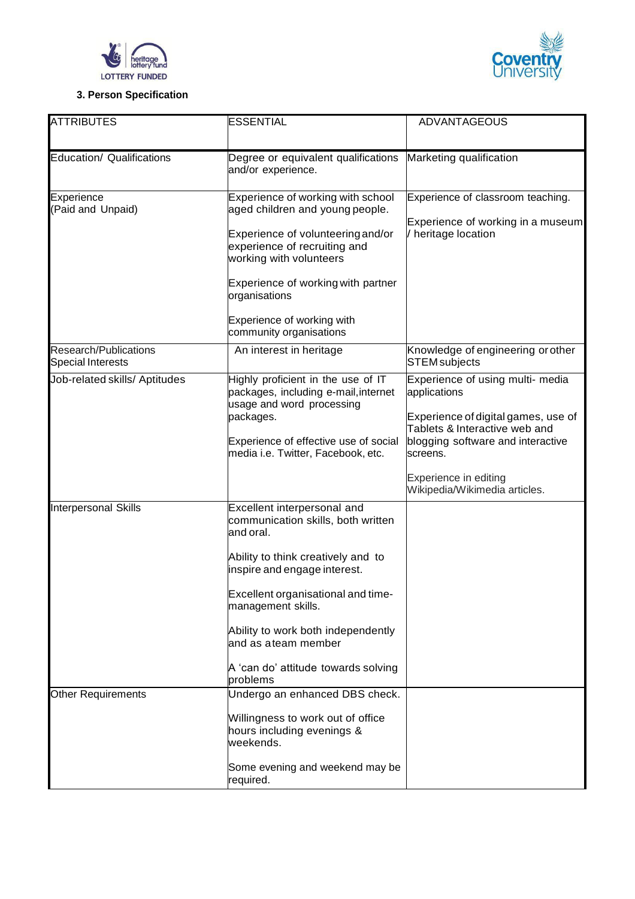### 3. Person Specification

| ATTRIBUTES | ESSENTIAL | ADVANTAGEOUS |
|---|---|---|
| Education/ Qualifications | Degree or equivalent qualifications and/or experience. | Marketing qualification |
| Experience (Paid and Unpaid) | Experience of working with school aged children and young people.<br><br>Experience of volunteering and/or experience of recruiting and working with volunteers<br><br>Experience of working with partner organisations<br><br>Experience of working with community organisations | Experience of classroom teaching.<br><br>Experience of working in a museum / heritage location |
| Research/Publications Special Interests | An interest in heritage | Knowledge of engineering or other STEM subjects |
| Job-related skills/ Aptitudes | Highly proficient in the use of IT packages, including e-mail, internet usage and word processing packages.<br><br>Experience of effective use of social media i.e. Twitter, Facebook, etc. | Experience of using multi- media applications<br><br>Experience of digital games, use of Tablets & Interactive web and blogging software and interactive screens.<br><br>Experience in editing Wikipedia/Wikimedia articles. |
| Interpersonal Skills | Excellent interpersonal and communication skills, both written and oral.<br><br>Ability to think creatively and to inspire and engage interest.<br><br>Excellent organisational and time-management skills.<br><br>Ability to work both independently and as a team member<br><br>A 'can do' attitude towards solving problems | |
| Other Requirements | Undergo an enhanced DBS check.<br><br>Willingness to work out of office hours including evenings & weekends.<br><br>Some evening and weekend may be required. | |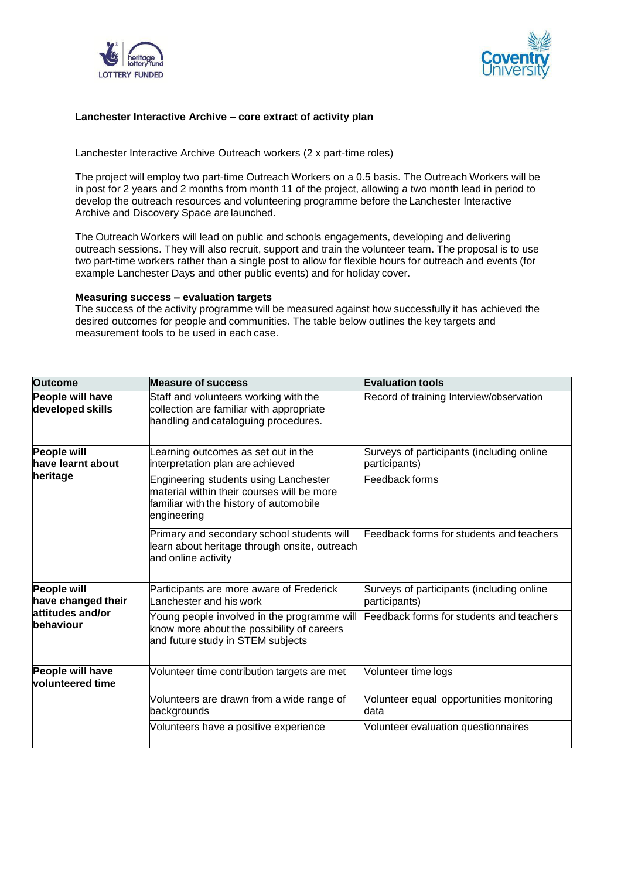**Lanchester Interactive Archive – core extract of activity plan**

Lanchester Interactive Archive Outreach workers (2 x part-time roles)

The project will employ two part-time Outreach Workers on a 0.5 basis. The Outreach Workers will be in post for 2 years and 2 months from month 11 of the project, allowing a two month lead in period to develop the outreach resources and volunteering programme before the Lanchester Interactive Archive and Discovery Space are launched.

The Outreach Workers will lead on public and schools engagements, developing and delivering outreach sessions. They will also recruit, support and train the volunteer team. The proposal is to use two part-time workers rather than a single post to allow for flexible hours for outreach and events (for example Lanchester Days and other public events) and for holiday cover.

**Measuring success – evaluation targets**

The success of the activity programme will be measured against how successfully it has achieved the desired outcomes for people and communities. The table below outlines the key targets and measurement tools to be used in each case.

| Outcome | Measure of success | Evaluation tools |
|---|---|---|
| **People will have developed skills** | Staff and volunteers working with the collection are familiar with appropriate handling and cataloguing procedures. | Record of training Interview/observation |
| **People will have learnt about heritage** | Learning outcomes as set out in the interpretation plan are achieved | Surveys of participants (including online participants) |
| | Engineering students using Lanchester material within their courses will be more familiar with the history of automobile engineering | Feedback forms |
| | Primary and secondary school students will learn about heritage through onsite, outreach and online activity | Feedback forms for students and teachers |
| **People will have changed their attitudes and/or behaviour** | Participants are more aware of Frederick Lanchester and his work | Surveys of participants (including online participants) |
| | Young people involved in the programme will know more about the possibility of careers and future study in STEM subjects | Feedback forms for students and teachers |
| **People will have volunteered time** | Volunteer time contribution targets are met | Volunteer time logs |
| | Volunteers are drawn from a wide range of backgrounds | Volunteer equal opportunities monitoring data |
| | Volunteers have a positive experience | Volunteer evaluation questionnaires |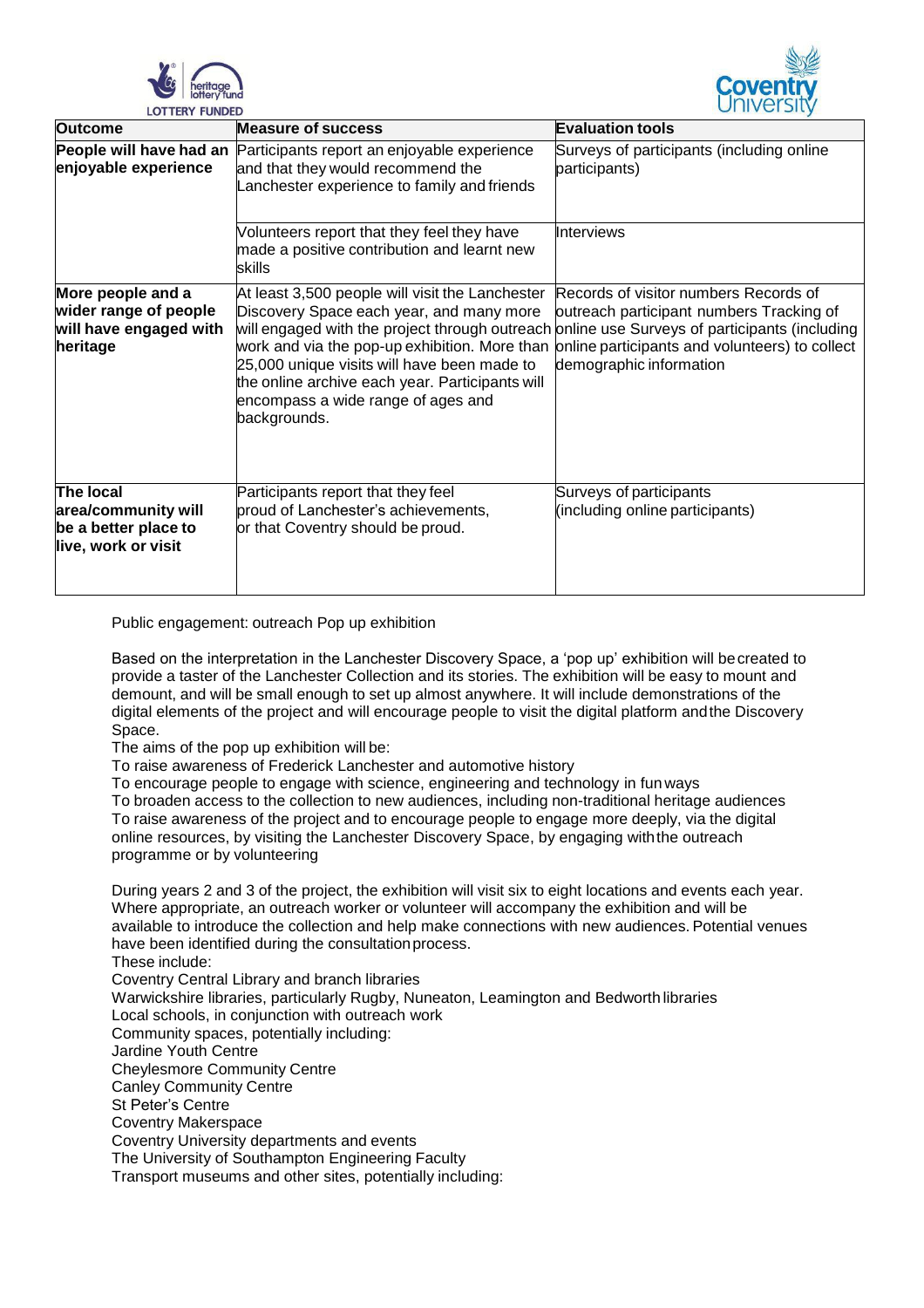| Outcome | Measure of success | Evaluation tools |
| --- | --- | --- |
| **People will have had an enjoyable experience** | Participants report an enjoyable experience and that they would recommend the Lanchester experience to family and friends | Surveys of participants (including online participants) |
| | Volunteers report that they feel they have made a positive contribution and learnt new skills | Interviews |
| **More people and a wider range of people will have engaged with heritage** | At least 3,500 people will visit the Lanchester Discovery Space each year, and many more will engaged with the project through outreach work and via the pop-up exhibition. More than 25,000 unique visits will have been made to the online archive each year. Participants will encompass a wide range of ages and backgrounds. | Records of visitor numbers Records of outreach participant numbers Tracking of online use Surveys of participants (including online participants and volunteers) to collect demographic information |
| **The local area/community will be a better place to live, work or visit** | Participants report that they feel proud of Lanchester's achievements, or that Coventry should be proud. | Surveys of participants (including online participants) |

Public engagement: outreach Pop up exhibition

Based on the interpretation in the Lanchester Discovery Space, a 'pop up' exhibition will be created to provide a taster of the Lanchester Collection and its stories. The exhibition will be easy to mount and demount, and will be small enough to set up almost anywhere. It will include demonstrations of the digital elements of the project and will encourage people to visit the digital platform and the Discovery Space.

The aims of the pop up exhibition will be:

To raise awareness of Frederick Lanchester and automotive history

To encourage people to engage with science, engineering and technology in fun ways

To broaden access to the collection to new audiences, including non-traditional heritage audiences

To raise awareness of the project and to encourage people to engage more deeply, via the digital online resources, by visiting the Lanchester Discovery Space, by engaging with the outreach programme or by volunteering

During years 2 and 3 of the project, the exhibition will visit six to eight locations and events each year. Where appropriate, an outreach worker or volunteer will accompany the exhibition and will be available to introduce the collection and help make connections with new audiences. Potential venues have been identified during the consultation process.

These include:

Coventry Central Library and branch libraries

Warwickshire libraries, particularly Rugby, Nuneaton, Leamington and Bedworth libraries

Local schools, in conjunction with outreach work

Community spaces, potentially including:

Jardine Youth Centre

Cheylesmore Community Centre

Canley Community Centre

St Peter's Centre

Coventry Makerspace

Coventry University departments and events

The University of Southampton Engineering Faculty

Transport museums and other sites, potentially including: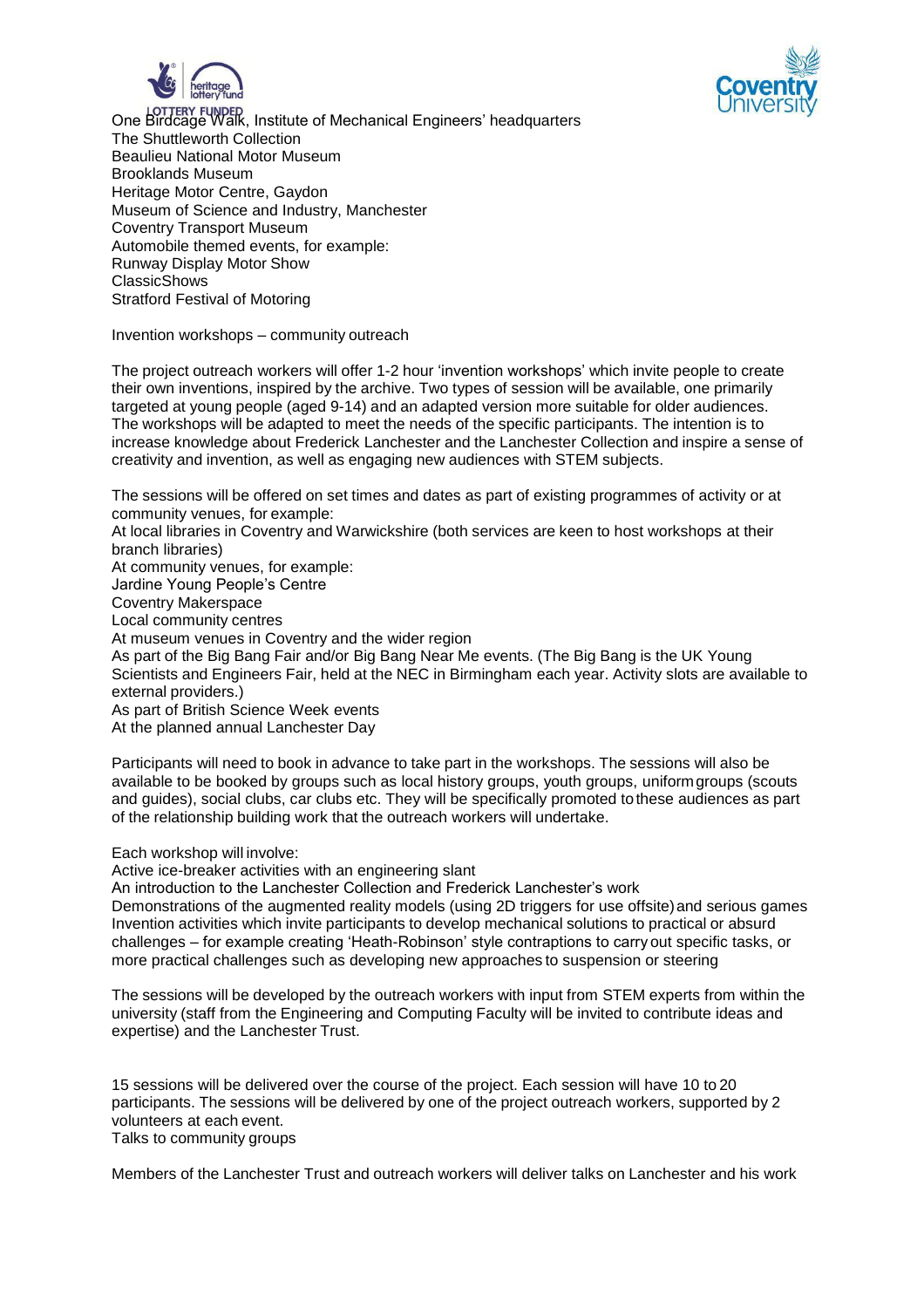One Birdcage Walk, Institute of Mechanical Engineers' headquarters
The Shuttleworth Collection
Beaulieu National Motor Museum
Brooklands Museum
Heritage Motor Centre, Gaydon
Museum of Science and Industry, Manchester
Coventry Transport Museum
Automobile themed events, for example:
Runway Display Motor Show
ClassicShows
Stratford Festival of Motoring

Invention workshops – community outreach

The project outreach workers will offer 1-2 hour 'invention workshops' which invite people to create their own inventions, inspired by the archive. Two types of session will be available, one primarily targeted at young people (aged 9-14) and an adapted version more suitable for older audiences. The workshops will be adapted to meet the needs of the specific participants. The intention is to increase knowledge about Frederick Lanchester and the Lanchester Collection and inspire a sense of creativity and invention, as well as engaging new audiences with STEM subjects.

The sessions will be offered on set times and dates as part of existing programmes of activity or at community venues, for example:
At local libraries in Coventry and Warwickshire (both services are keen to host workshops at their branch libraries)
At community venues, for example:
Jardine Young People's Centre
Coventry Makerspace
Local community centres
At museum venues in Coventry and the wider region
As part of the Big Bang Fair and/or Big Bang Near Me events. (The Big Bang is the UK Young Scientists and Engineers Fair, held at the NEC in Birmingham each year. Activity slots are available to external providers.)
As part of British Science Week events
At the planned annual Lanchester Day

Participants will need to book in advance to take part in the workshops. The sessions will also be available to be booked by groups such as local history groups, youth groups, uniform groups (scouts and guides), social clubs, car clubs etc. They will be specifically promoted to these audiences as part of the relationship building work that the outreach workers will undertake.

Each workshop will involve:
Active ice-breaker activities with an engineering slant
An introduction to the Lanchester Collection and Frederick Lanchester's work
Demonstrations of the augmented reality models (using 2D triggers for use offsite) and serious games
Invention activities which invite participants to develop mechanical solutions to practical or absurd challenges – for example creating 'Heath-Robinson' style contraptions to carry out specific tasks, or more practical challenges such as developing new approaches to suspension or steering

The sessions will be developed by the outreach workers with input from STEM experts from within the university (staff from the Engineering and Computing Faculty will be invited to contribute ideas and expertise) and the Lanchester Trust.

15 sessions will be delivered over the course of the project. Each session will have 10 to 20 participants. The sessions will be delivered by one of the project outreach workers, supported by 2 volunteers at each event.
Talks to community groups

Members of the Lanchester Trust and outreach workers will deliver talks on Lanchester and his work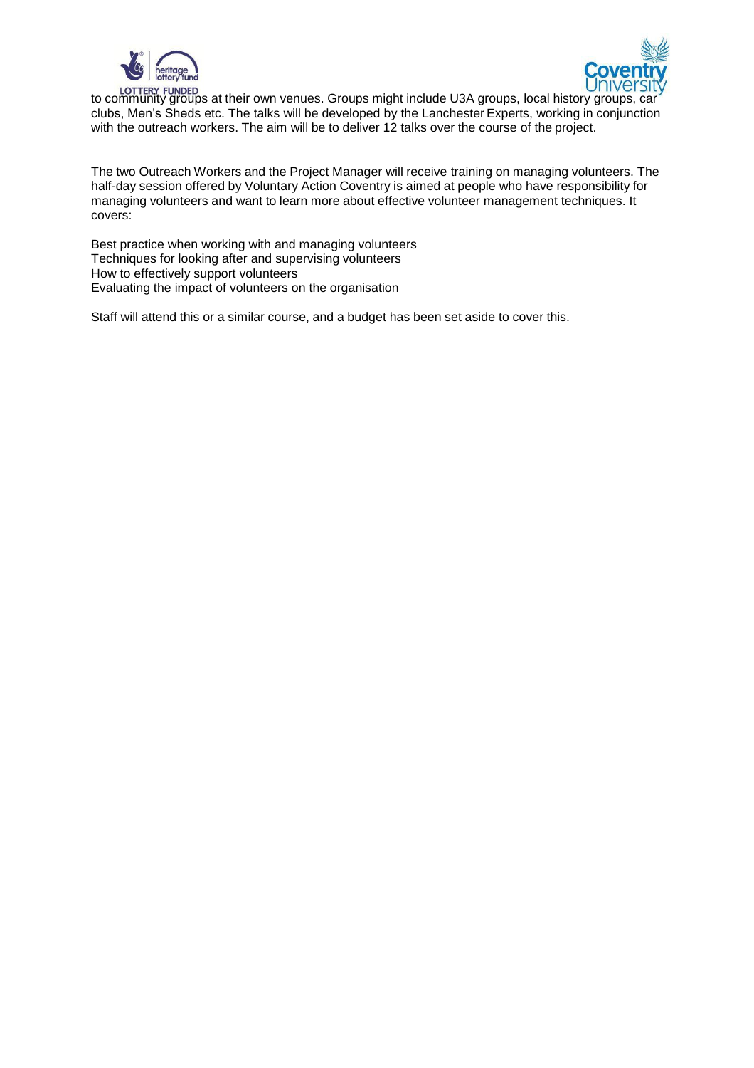to community groups at their own venues. Groups might include U3A groups, local history groups, car clubs, Men's Sheds etc. The talks will be developed by the Lanchester Experts, working in conjunction with the outreach workers. The aim will be to deliver 12 talks over the course of the project.

The two Outreach Workers and the Project Manager will receive training on managing volunteers. The half-day session offered by Voluntary Action Coventry is aimed at people who have responsibility for managing volunteers and want to learn more about effective volunteer management techniques. It covers:

Best practice when working with and managing volunteers
Techniques for looking after and supervising volunteers
How to effectively support volunteers
Evaluating the impact of volunteers on the organisation

Staff will attend this or a similar course, and a budget has been set aside to cover this.